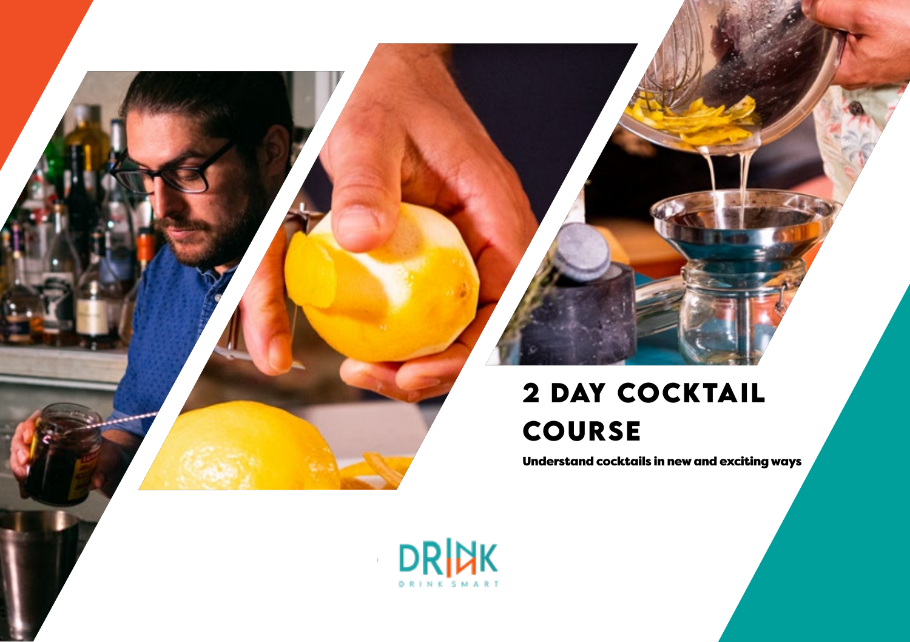# 2 DAY COCKTAIL COURSE

**Understand cocktails in new and exciting ways**

DRINK

DRINK SMART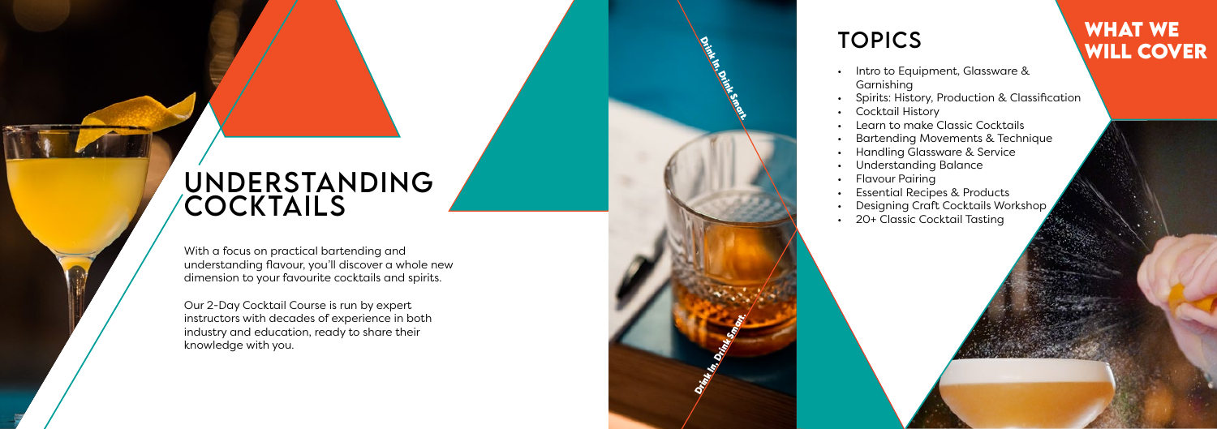# UNDERSTANDING COCKTAILS

With a focus on practical bartending and understanding flavour, you'll discover a whole new dimension to your favourite cocktails and spirits.

Our 2-Day Cocktail Course is run by expert instructors with decades of experience in both industry and education, ready to share their knowledge with you.

Drink In, Drink Smart.

Drink In, Drink Smart.

## TOPICS

## WHAT WE WILL COVER

- Intro to Equipment, Glassware & Garnishing
- Spirits: History, Production & Classification
- Cocktail History
- Learn to make Classic Cocktails
- Bartending Movements & Technique
- Handling Glassware & Service
- Understanding Balance
- Flavour Pairing
- Essential Recipes & Products
- Designing Craft Cocktails Workshop
- 20+ Classic Cocktail Tasting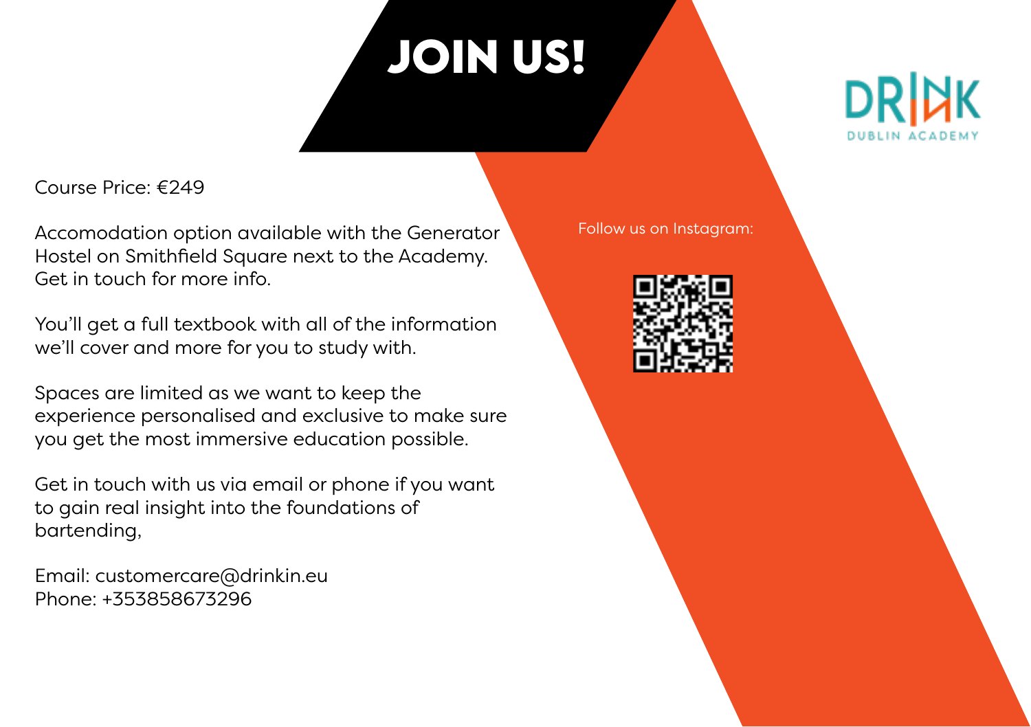# JOIN US!

DRINK
DUBLIN ACADEMY

Course Price: €249

Accomodation option available with the Generator Hostel on Smithfield Square next to the Academy. Get in touch for more info.

You'll get a full textbook with all of the information we'll cover and more for you to study with.

Spaces are limited as we want to keep the experience personalised and exclusive to make sure you get the most immersive education possible.

Get in touch with us via email or phone if you want to gain real insight into the foundations of bartending,

Email: customercare@drinkin.eu
Phone: +353858673296

Follow us on Instagram: